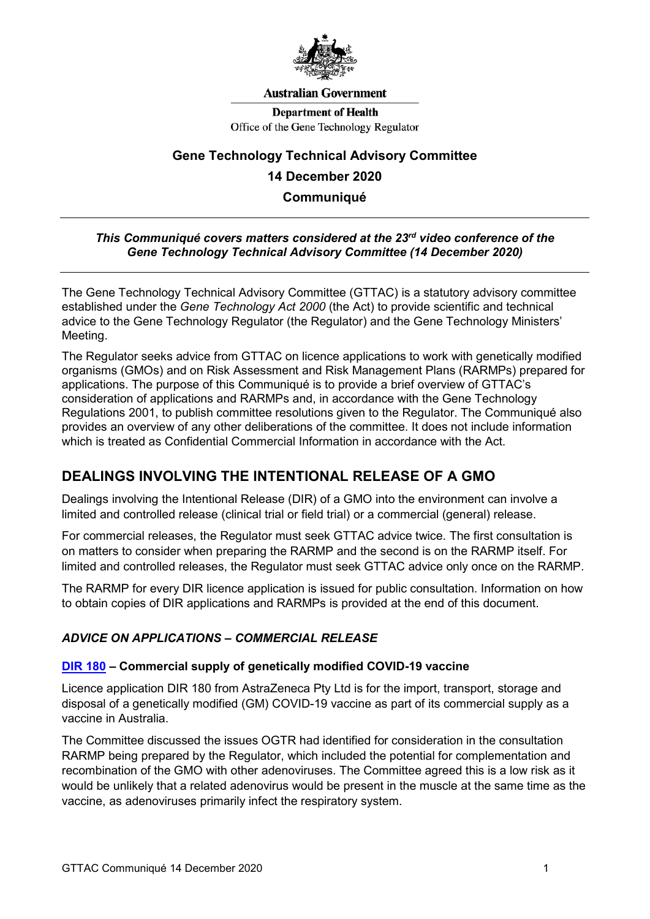**Australian Government**

**Department of Health**
Office of the Gene Technology Regulator

# Gene Technology Technical Advisory Committee
## 14 December 2020
## Communiqué

***This Communiqué covers matters considered at the 23rd video conference of the Gene Technology Technical Advisory Committee (14 December 2020)***

The Gene Technology Technical Advisory Committee (GTTAC) is a statutory advisory committee established under the *Gene Technology Act 2000* (the Act) to provide scientific and technical advice to the Gene Technology Regulator (the Regulator) and the Gene Technology Ministers' Meeting.

The Regulator seeks advice from GTTAC on licence applications to work with genetically modified organisms (GMOs) and on Risk Assessment and Risk Management Plans (RARMPs) prepared for applications. The purpose of this Communiqué is to provide a brief overview of GTTAC's consideration of applications and RARMPs and, in accordance with the Gene Technology Regulations 2001, to publish committee resolutions given to the Regulator. The Communiqué also provides an overview of any other deliberations of the committee. It does not include information which is treated as Confidential Commercial Information in accordance with the Act.

## DEALINGS INVOLVING THE INTENTIONAL RELEASE OF A GMO

Dealings involving the Intentional Release (DIR) of a GMO into the environment can involve a limited and controlled release (clinical trial or field trial) or a commercial (general) release.

For commercial releases, the Regulator must seek GTTAC advice twice. The first consultation is on matters to consider when preparing the RARMP and the second is on the RARMP itself. For limited and controlled releases, the Regulator must seek GTTAC advice only once on the RARMP.

The RARMP for every DIR licence application is issued for public consultation. Information on how to obtain copies of DIR applications and RARMPs is provided at the end of this document.

### *ADVICE ON APPLICATIONS – COMMERCIAL RELEASE*

#### DIR 180 – Commercial supply of genetically modified COVID-19 vaccine

Licence application DIR 180 from AstraZeneca Pty Ltd is for the import, transport, storage and disposal of a genetically modified (GM) COVID-19 vaccine as part of its commercial supply as a vaccine in Australia.

The Committee discussed the issues OGTR had identified for consideration in the consultation RARMP being prepared by the Regulator, which included the potential for complementation and recombination of the GMO with other adenoviruses. The Committee agreed this is a low risk as it would be unlikely that a related adenovirus would be present in the muscle at the same time as the vaccine, as adenoviruses primarily infect the respiratory system.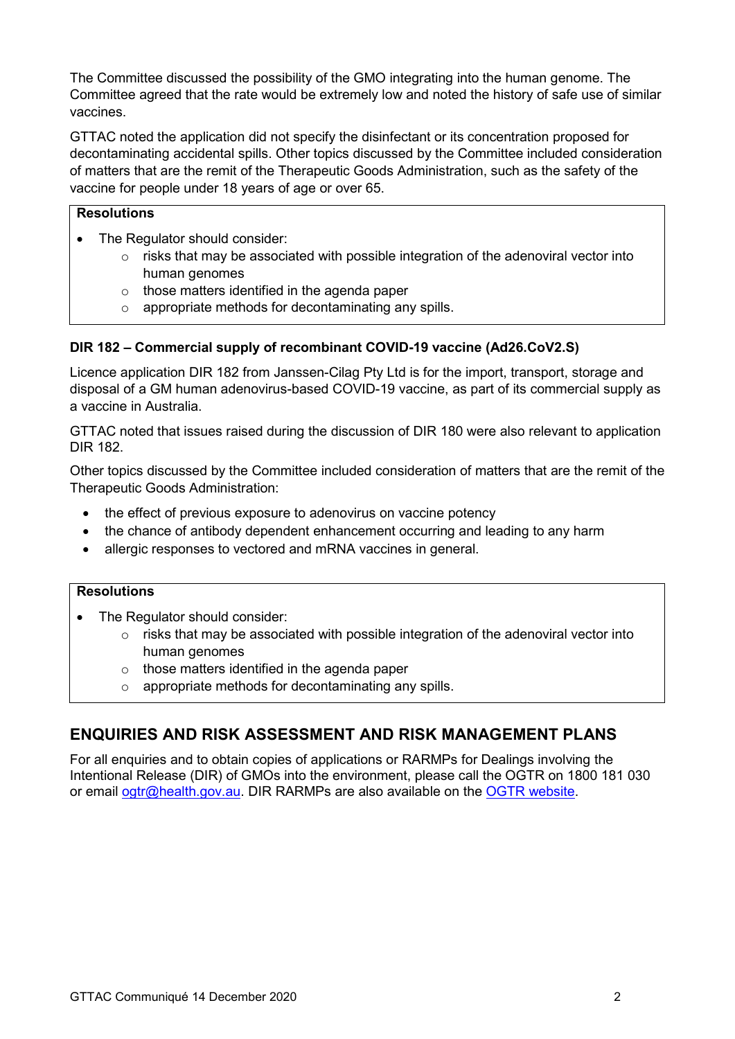The Committee discussed the possibility of the GMO integrating into the human genome. The Committee agreed that the rate would be extremely low and noted the history of safe use of similar vaccines.

GTTAC noted the application did not specify the disinfectant or its concentration proposed for decontaminating accidental spills. Other topics discussed by the Committee included consideration of matters that are the remit of the Therapeutic Goods Administration, such as the safety of the vaccine for people under 18 years of age or over 65.

**Resolutions**

- The Regulator should consider:
  - risks that may be associated with possible integration of the adenoviral vector into human genomes
  - those matters identified in the agenda paper
  - appropriate methods for decontaminating any spills.

**DIR 182 – Commercial supply of recombinant COVID-19 vaccine (Ad26.CoV2.S)**

Licence application DIR 182 from Janssen-Cilag Pty Ltd is for the import, transport, storage and disposal of a GM human adenovirus-based COVID-19 vaccine, as part of its commercial supply as a vaccine in Australia.

GTTAC noted that issues raised during the discussion of DIR 180 were also relevant to application DIR 182.

Other topics discussed by the Committee included consideration of matters that are the remit of the Therapeutic Goods Administration:

- the effect of previous exposure to adenovirus on vaccine potency
- the chance of antibody dependent enhancement occurring and leading to any harm
- allergic responses to vectored and mRNA vaccines in general.

**Resolutions**

- The Regulator should consider:
  - risks that may be associated with possible integration of the adenoviral vector into human genomes
  - those matters identified in the agenda paper
  - appropriate methods for decontaminating any spills.

## ENQUIRIES AND RISK ASSESSMENT AND RISK MANAGEMENT PLANS

For all enquiries and to obtain copies of applications or RARMPs for Dealings involving the Intentional Release (DIR) of GMOs into the environment, please call the OGTR on 1800 181 030 or email ogtr@health.gov.au. DIR RARMPs are also available on the OGTR website.